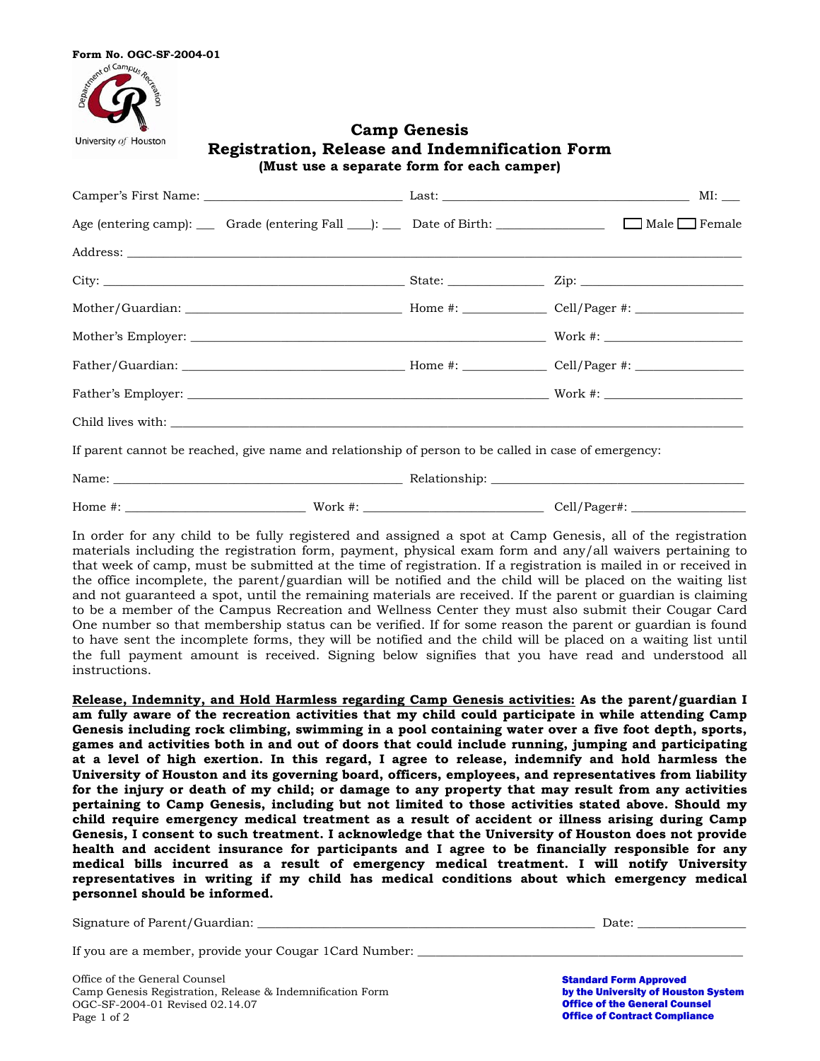Form No. OGC-SF-2004-01

Department of Campus Recreation
University of Houston

# Camp Genesis
# Registration, Release and Indemnification Form
**(Must use a separate form for each camper)**

Camper's First Name: ______________________________ Last: ________________________________________ MI: ___

Age (entering camp): ___ Grade (entering Fall ____): ___ Date of Birth: ________________ ☐ Male ☐ Female

Address: ____________________________________________________________________________________________

City: ________________________________________________ State: ______________ Zip: _________________________

Mother/Guardian: ___________________________________ Home #: _____________ Cell/Pager #: _________________

Mother's Employer: _________________________________________________________ Work #: _____________________

Father/Guardian: ___________________________________ Home #: _____________ Cell/Pager #: _________________

Father's Employer: __________________________________________________________ Work #: _____________________

Child lives with: ____________________________________________________________________________________________

If parent cannot be reached, give name and relationship of person to be called in case of emergency:

Name: _____________________________________________ Relationship: _________________________________________

Home #: ___________________________ Work #: ___________________________ Cell/Pager#: __________________

In order for any child to be fully registered and assigned a spot at Camp Genesis, all of the registration materials including the registration form, payment, physical exam form and any/all waivers pertaining to that week of camp, must be submitted at the time of registration. If a registration is mailed in or received in the office incomplete, the parent/guardian will be notified and the child will be placed on the waiting list and not guaranteed a spot, until the remaining materials are received. If the parent or guardian is claiming to be a member of the Campus Recreation and Wellness Center they must also submit their Cougar Card One number so that membership status can be verified. If for some reason the parent or guardian is found to have sent the incomplete forms, they will be notified and the child will be placed on a waiting list until the full payment amount is received. Signing below signifies that you have read and understood all instructions.

**<u>Release, Indemnity, and Hold Harmless regarding Camp Genesis activities:</u> As the parent/guardian I am fully aware of the recreation activities that my child could participate in while attending Camp Genesis including rock climbing, swimming in a pool containing water over a five foot depth, sports, games and activities both in and out of doors that could include running, jumping and participating at a level of high exertion. In this regard, I agree to release, indemnify and hold harmless the University of Houston and its governing board, officers, employees, and representatives from liability for the injury or death of my child; or damage to any property that may result from any activities pertaining to Camp Genesis, including but not limited to those activities stated above. Should my child require emergency medical treatment as a result of accident or illness arising during Camp Genesis, I consent to such treatment. I acknowledge that the University of Houston does not provide health and accident insurance for participants and I agree to be financially responsible for any medical bills incurred as a result of emergency medical treatment. I will notify University representatives in writing if my child has medical conditions about which emergency medical personnel should be informed.**

Signature of Parent/Guardian: ____________________________________________________ Date: ________________

If you are a member, provide your Cougar 1Card Number: _______________________________________________________

Office of the General Counsel
Camp Genesis Registration, Release & Indemnification Form
OGC-SF-2004-01 Revised 02.14.07

**Standard Form Approved**
**by the University of Houston System**
**Office of the General Counsel**
**Office of Contract Compliance**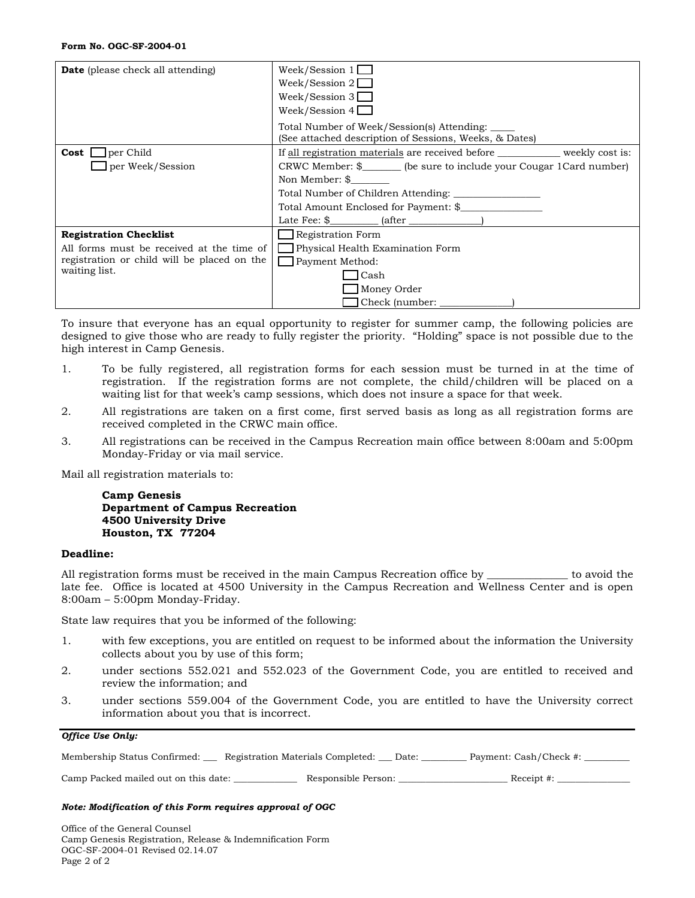Form No. OGC-SF-2004-01

| | |
|---|---|
| **Date** (please check all attending) | Week/Session 1 ☐<br>Week/Session 2 ☐<br>Week/Session 3 ☐<br>Week/Session 4 ☐<br>Total Number of Week/Session(s) Attending: _____<br>(See attached description of Sessions, Weeks, & Dates) |
| **Cost** ☐ per Child<br>☐ per Week/Session | If all registration materials are received before ____________ weekly cost is:<br>CRWC Member: $_______ (be sure to include your Cougar 1Card number)<br>Non Member: $_______<br>Total Number of Children Attending: ________________<br>Total Amount Enclosed for Payment: $_______________<br>Late Fee: $_________ (after _____________) |
| **Registration Checklist**<br>All forms must be received at the time of registration or child will be placed on the waiting list. | ☐ Registration Form<br>☐ Physical Health Examination Form<br>☐ Payment Method:<br>☐ Cash<br>☐ Money Order<br>☐ Check (number: _____________) |

To insure that everyone has an equal opportunity to register for summer camp, the following policies are designed to give those who are ready to fully register the priority. "Holding" space is not possible due to the high interest in Camp Genesis.

1. To be fully registered, all registration forms for each session must be turned in at the time of registration. If the registration forms are not complete, the child/children will be placed on a waiting list for that week's camp sessions, which does not insure a space for that week.
2. All registrations are taken on a first come, first served basis as long as all registration forms are received completed in the CRWC main office.
3. All registrations can be received in the Campus Recreation main office between 8:00am and 5:00pm Monday-Friday or via mail service.

Mail all registration materials to:

**Camp Genesis**
**Department of Campus Recreation**
**4500 University Drive**
**Houston, TX 77204**

**Deadline:**

All registration forms must be received in the main Campus Recreation office by ______________ to avoid the late fee. Office is located at 4500 University in the Campus Recreation and Wellness Center and is open 8:00am – 5:00pm Monday-Friday.

State law requires that you be informed of the following:

1. with few exceptions, you are entitled on request to be informed about the information the University collects about you by use of this form;
2. under sections 552.021 and 552.023 of the Government Code, you are entitled to received and review the information; and
3. under sections 559.004 of the Government Code, you are entitled to have the University correct information about you that is incorrect.

***Office Use Only:***

Membership Status Confirmed: ___ Registration Materials Completed: ___ Date: _________ Payment: Cash/Check #: _________

Camp Packed mailed out on this date: _____________ Responsible Person: ______________________ Receipt #: _______________

***Note: Modification of this Form requires approval of OGC***

Office of the General Counsel
Camp Genesis Registration, Release & Indemnification Form
OGC-SF-2004-01 Revised 02.14.07